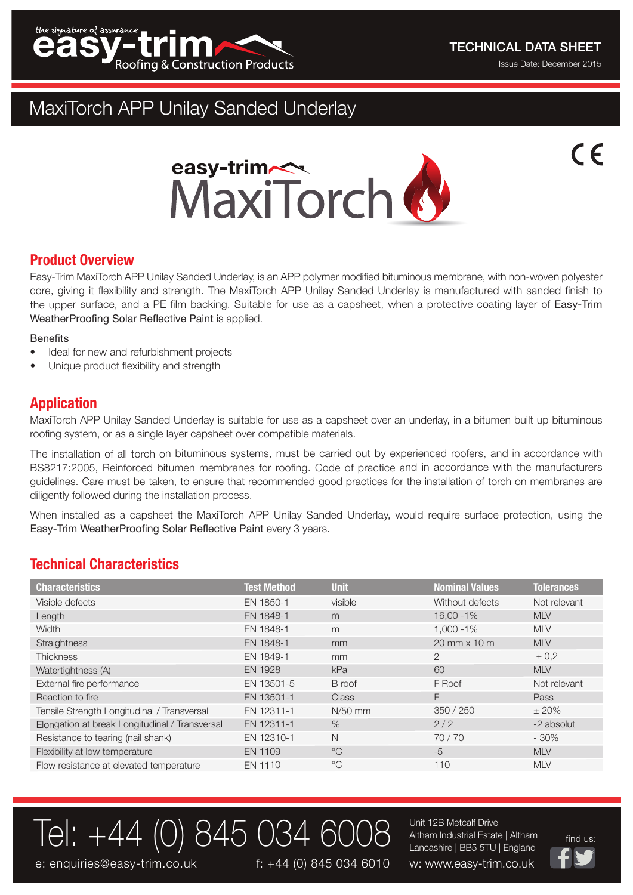TECHNICAL DATA SHEET

Issue Date: December 2015

# MaxiTorch APP Unilay Sanded Underlay

## Product Overview

Easy-Trim MaxiTorch APP Unilay Sanded Underlay, is an APP polymer modified bituminous membrane, with non-woven polyester core, giving it flexibility and strength. The MaxiTorch APP Unilay Sanded Underlay is manufactured with sanded finish to the upper surface, and a PE film backing. Suitable for use as a capsheet, when a protective coating layer of Easy-Trim WeatherProofing Solar Reflective Paint is applied.

Benefits

- Ideal for new and refurbishment projects
- Unique product flexibility and strength

## Application

MaxiTorch APP Unilay Sanded Underlay is suitable for use as a capsheet over an underlay, in a bitumen built up bituminous roofing system, or as a single layer capsheet over compatible materials.

The installation of all torch on bituminous systems, must be carried out by experienced roofers, and in accordance with BS8217:2005, Reinforced bitumen membranes for roofing. Code of practice and in accordance with the manufacturers guidelines. Care must be taken, to ensure that recommended good practices for the installation of torch on membranes are diligently followed during the installation process.

When installed as a capsheet the MaxiTorch APP Unilay Sanded Underlay, would require surface protection, using the Easy-Trim WeatherProofing Solar Reflective Paint every 3 years.

## Technical Characteristics

| Characteristics | Test Method | Unit | Nominal Values | Tolerances |
|---|---|---|---|---|
| Visible defects | EN 1850-1 | visible | Without defects | Not relevant |
| Length | EN 1848-1 | m | 16,00 -1% | MLV |
| Width | EN 1848-1 | m | 1,000 -1% | MLV |
| Straightness | EN 1848-1 | mm | 20 mm x 10 m | MLV |
| Thickness | EN 1849-1 | mm | 2 | ± 0,2 |
| Watertightness (A) | EN 1928 | kPa | 60 | MLV |
| External fire performance | EN 13501-5 | B roof | F Roof | Not relevant |
| Reaction to fire | EN 13501-1 | Class | F | Pass |
| Tensile Strength Longitudinal / Transversal | EN 12311-1 | N/50 mm | 350 / 250 | ± 20% |
| Elongation at break Longitudinal / Transversal | EN 12311-1 | % | 2 / 2 | -2 absolut |
| Resistance to tearing (nail shank) | EN 12310-1 | N | 70 / 70 | - 30% |
| Flexibility at low temperature | EN 1109 | °C | -5 | MLV |
| Flow resistance at elevated temperature | EN 1110 | °C | 110 | MLV |

Tel: +44 (0) 845 034 6008

e: enquiries@easy-trim.co.uk f: +44 (0) 845 034 6010

Unit 12B Metcalf Drive
Altham Industrial Estate | Altham
Lancashire | BB5 5TU | England

w: www.easy-trim.co.uk

find us: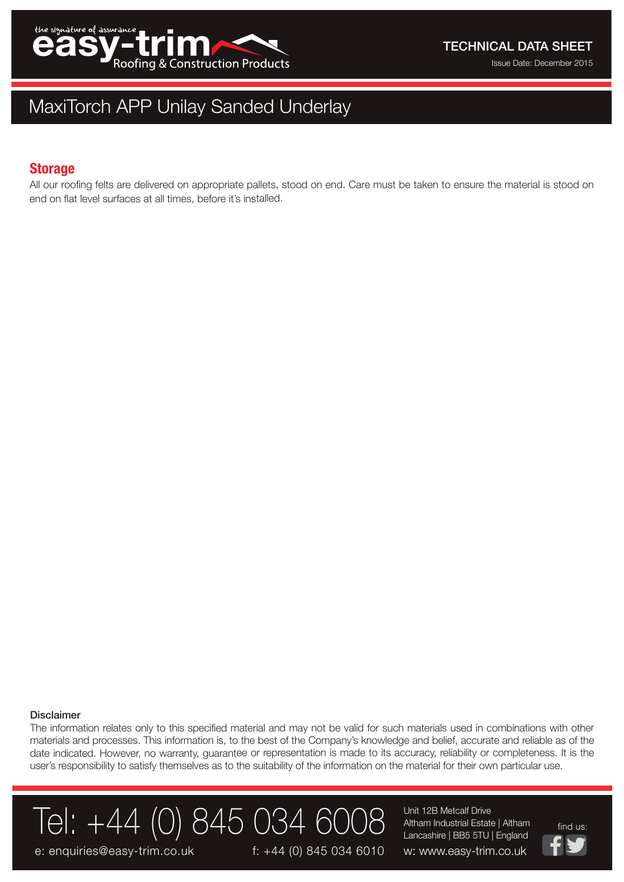## Storage

All our roofing felts are delivered on appropriate pallets, stood on end. Care must be taken to ensure the material is stood on end on flat level surfaces at all times, before it's installed.

**Disclaimer**

The information relates only to this specified material and may not be valid for such materials used in combinations with other materials and processes. This information is, to the best of the Company's knowledge and belief, accurate and reliable as of the date indicated. However, no warranty, guarantee or representation is made to its accuracy, reliability or completeness. It is the user's responsibility to satisfy themselves as to the suitability of the information on the material for their own particular use.